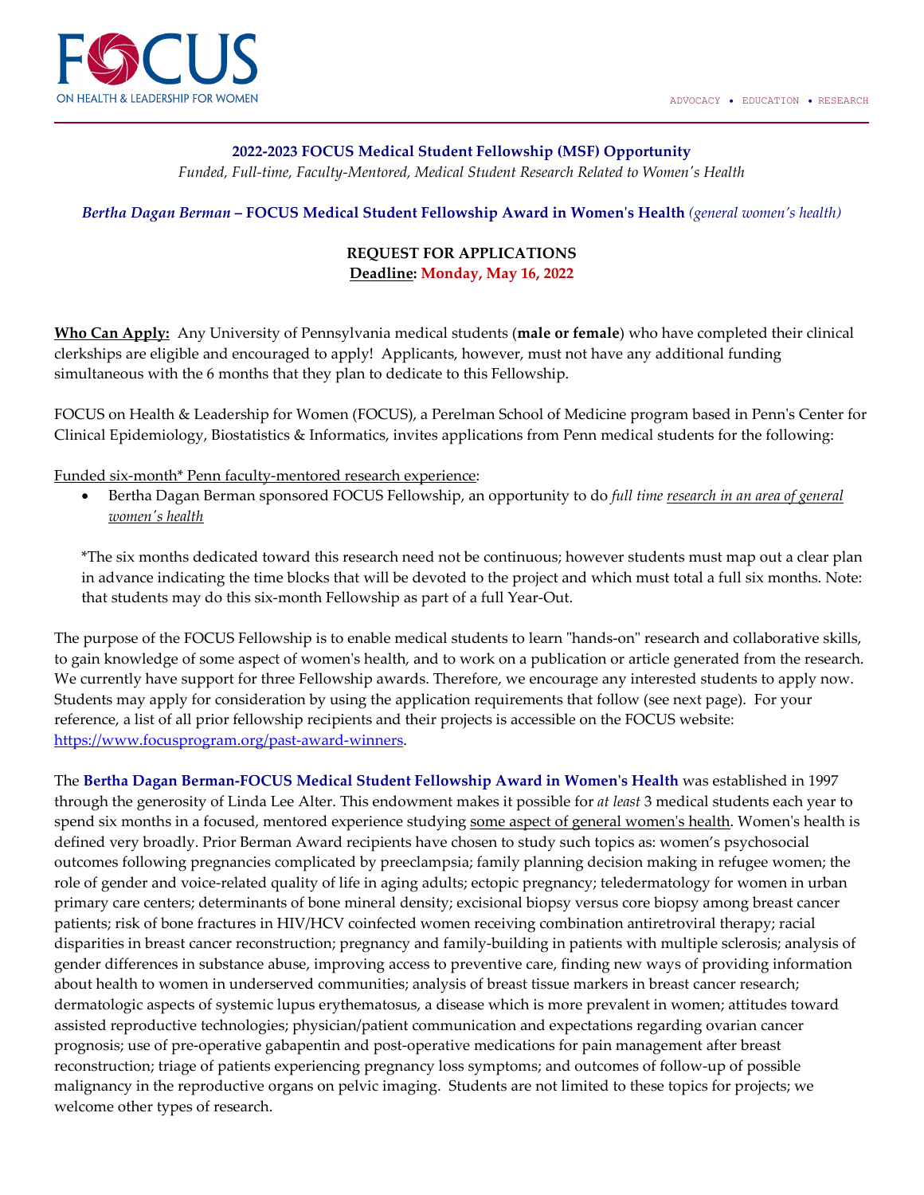FOCUS ON HEALTH & LEADERSHIP FOR WOMEN

ADVOCACY • EDUCATION • RESEARCH

## 2022-2023 FOCUS Medical Student Fellowship (MSF) Opportunity

*Funded, Full-time, Faculty-Mentored, Medical Student Research Related to Women's Health*

***Bertha Dagan Berman* – FOCUS Medical Student Fellowship Award in Women's Health** *(general women's health)*

**REQUEST FOR APPLICATIONS**

**Deadline: Monday, May 16, 2022**

**Who Can Apply:** Any University of Pennsylvania medical students (**male or female**) who have completed their clinical clerkships are eligible and encouraged to apply! Applicants, however, must not have any additional funding simultaneous with the 6 months that they plan to dedicate to this Fellowship.

FOCUS on Health & Leadership for Women (FOCUS), a Perelman School of Medicine program based in Penn's Center for Clinical Epidemiology, Biostatistics & Informatics, invites applications from Penn medical students for the following:

Funded six-month* Penn faculty-mentored research experience:

- Bertha Dagan Berman sponsored FOCUS Fellowship, an opportunity to do *full time research in an area of general women's health*

*The six months dedicated toward this research need not be continuous; however students must map out a clear plan in advance indicating the time blocks that will be devoted to the project and which must total a full six months. Note: that students may do this six-month Fellowship as part of a full Year-Out.

The purpose of the FOCUS Fellowship is to enable medical students to learn "hands-on" research and collaborative skills, to gain knowledge of some aspect of women's health, and to work on a publication or article generated from the research. We currently have support for three Fellowship awards. Therefore, we encourage any interested students to apply now. Students may apply for consideration by using the application requirements that follow (see next page). For your reference, a list of all prior fellowship recipients and their projects is accessible on the FOCUS website: https://www.focusprogram.org/past-award-winners.

The **Bertha Dagan Berman-FOCUS Medical Student Fellowship Award in Women's Health** was established in 1997 through the generosity of Linda Lee Alter. This endowment makes it possible for *at least* 3 medical students each year to spend six months in a focused, mentored experience studying some aspect of general women's health. Women's health is defined very broadly. Prior Berman Award recipients have chosen to study such topics as: women's psychosocial outcomes following pregnancies complicated by preeclampsia; family planning decision making in refugee women; the role of gender and voice-related quality of life in aging adults; ectopic pregnancy; teledermatology for women in urban primary care centers; determinants of bone mineral density; excisional biopsy versus core biopsy among breast cancer patients; risk of bone fractures in HIV/HCV coinfected women receiving combination antiretroviral therapy; racial disparities in breast cancer reconstruction; pregnancy and family-building in patients with multiple sclerosis; analysis of gender differences in substance abuse, improving access to preventive care, finding new ways of providing information about health to women in underserved communities; analysis of breast tissue markers in breast cancer research; dermatologic aspects of systemic lupus erythematosus, a disease which is more prevalent in women; attitudes toward assisted reproductive technologies; physician/patient communication and expectations regarding ovarian cancer prognosis; use of pre-operative gabapentin and post-operative medications for pain management after breast reconstruction; triage of patients experiencing pregnancy loss symptoms; and outcomes of follow-up of possible malignancy in the reproductive organs on pelvic imaging. Students are not limited to these topics for projects; we welcome other types of research.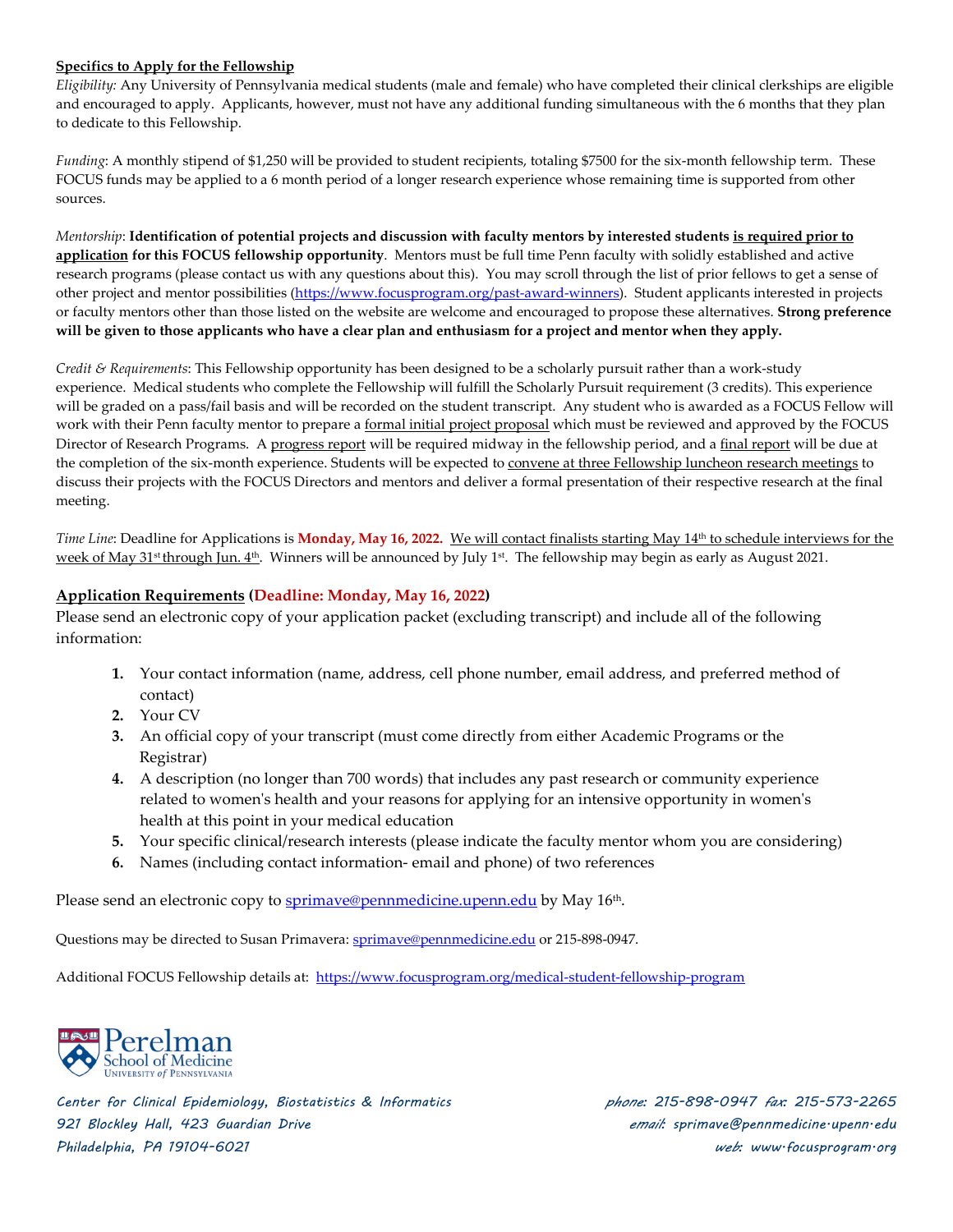**Specifics to Apply for the Fellowship**

*Eligibility:* Any University of Pennsylvania medical students (male and female) who have completed their clinical clerkships are eligible and encouraged to apply. Applicants, however, must not have any additional funding simultaneous with the 6 months that they plan to dedicate to this Fellowship.

*Funding*: A monthly stipend of $1,250 will be provided to student recipients, totaling $7500 for the six-month fellowship term. These FOCUS funds may be applied to a 6 month period of a longer research experience whose remaining time is supported from other sources.

*Mentorship*: **Identification of potential projects and discussion with faculty mentors by interested students is required prior to application for this FOCUS fellowship opportunity**. Mentors must be full time Penn faculty with solidly established and active research programs (please contact us with any questions about this). You may scroll through the list of prior fellows to get a sense of other project and mentor possibilities (https://www.focusprogram.org/past-award-winners). Student applicants interested in projects or faculty mentors other than those listed on the website are welcome and encouraged to propose these alternatives. **Strong preference will be given to those applicants who have a clear plan and enthusiasm for a project and mentor when they apply.**

*Credit & Requirements*: This Fellowship opportunity has been designed to be a scholarly pursuit rather than a work-study experience. Medical students who complete the Fellowship will fulfill the Scholarly Pursuit requirement (3 credits). This experience will be graded on a pass/fail basis and will be recorded on the student transcript. Any student who is awarded as a FOCUS Fellow will work with their Penn faculty mentor to prepare a formal initial project proposal which must be reviewed and approved by the FOCUS Director of Research Programs. A progress report will be required midway in the fellowship period, and a final report will be due at the completion of the six-month experience. Students will be expected to convene at three Fellowship luncheon research meetings to discuss their projects with the FOCUS Directors and mentors and deliver a formal presentation of their respective research at the final meeting.

*Time Line*: Deadline for Applications is **Monday, May 16, 2022.** We will contact finalists starting May 14th to schedule interviews for the week of May 31st through Jun. 4th. Winners will be announced by July 1st. The fellowship may begin as early as August 2021.

## Application Requirements (Deadline: Monday, May 16, 2022)

Please send an electronic copy of your application packet (excluding transcript) and include all of the following information:

1. Your contact information (name, address, cell phone number, email address, and preferred method of contact)
2. Your CV
3. An official copy of your transcript (must come directly from either Academic Programs or the Registrar)
4. A description (no longer than 700 words) that includes any past research or community experience related to women's health and your reasons for applying for an intensive opportunity in women's health at this point in your medical education
5. Your specific clinical/research interests (please indicate the faculty mentor whom you are considering)
6. Names (including contact information- email and phone) of two references

Please send an electronic copy to sprimave@pennmedicine.upenn.edu by May 16th.

Questions may be directed to Susan Primavera: sprimave@pennmedicine.edu or 215-898-0947.

Additional FOCUS Fellowship details at: https://www.focusprogram.org/medical-student-fellowship-program

Perelman School of Medicine
University of Pennsylvania

Center for Clinical Epidemiology, Biostatistics & Informatics
921 Blockley Hall, 423 Guardian Drive
Philadelphia, PA 19104-6021

phone: 215-898-0947 fax: 215-573-2265
email: sprimave@pennmedicine.upenn.edu
web: www.focusprogram.org